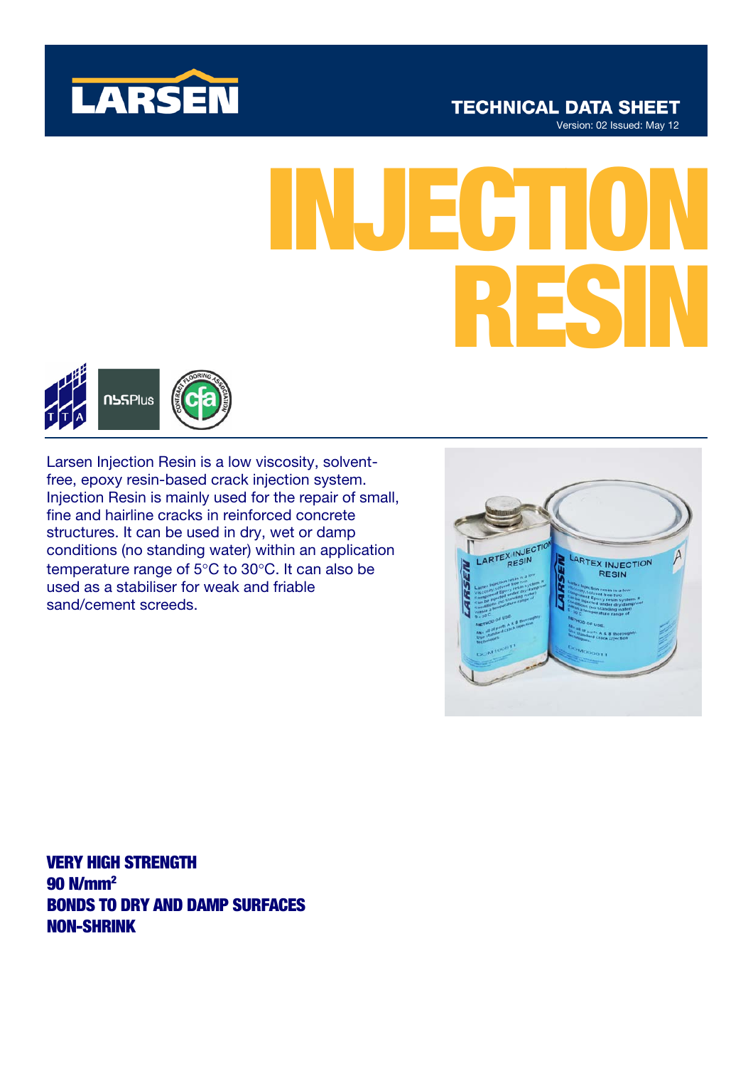LARSEN

**TECHNICAL DATA SHEET**

Version: 02 Issued: May 12

# INJECTION RESIN

Larsen Injection Resin is a low viscosity, solvent-free, epoxy resin-based crack injection system. Injection Resin is mainly used for the repair of small, fine and hairline cracks in reinforced concrete structures. It can be used in dry, wet or damp conditions (no standing water) within an application temperature range of 5°C to 30°C. It can also be used as a stabiliser for weak and friable sand/cement screeds.

**VERY HIGH STRENGTH**
**90 N/mm²**
**BONDS TO DRY AND DAMP SURFACES**
**NON-SHRINK**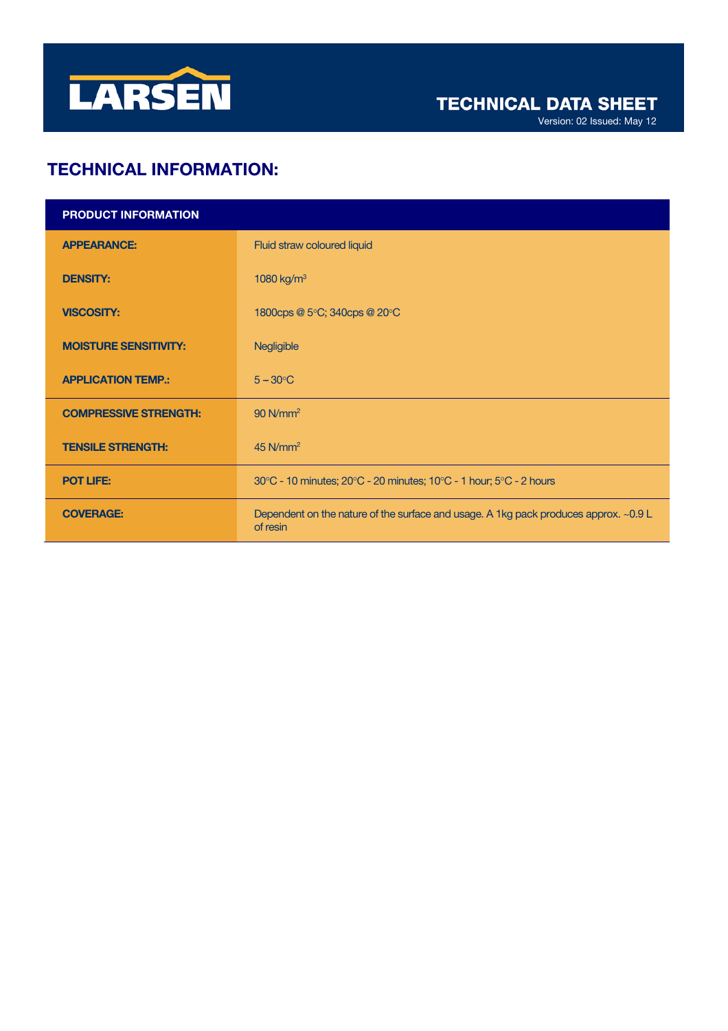# TECHNICAL INFORMATION:

| PRODUCT INFORMATION | |
|---|---|
| **APPEARANCE:** | Fluid straw coloured liquid |
| **DENSITY:** | 1080 kg/$m^3$ |
| **VISCOSITY:** | 1800cps @ 5°C; 340cps @ 20°C |
| **MOISTURE SENSITIVITY:** | Negligible |
| **APPLICATION TEMP.:** | 5 – 30°C |
| **COMPRESSIVE STRENGTH:** | 90 N/$mm^2$ |
| **TENSILE STRENGTH:** | 45 N/$mm^2$ |
| **POT LIFE:** | 30°C - 10 minutes; 20°C - 20 minutes; 10°C - 1 hour; 5°C - 2 hours |
| **COVERAGE:** | Dependent on the nature of the surface and usage. A 1kg pack produces approx. ~0.9 L of resin |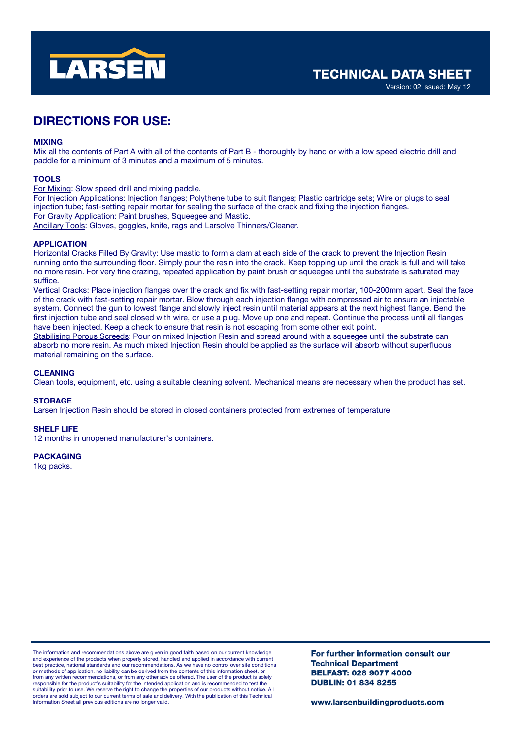# DIRECTIONS FOR USE:

### MIXING

Mix all the contents of Part A with all of the contents of Part B - thoroughly by hand or with a low speed electric drill and paddle for a minimum of 3 minutes and a maximum of 5 minutes.

### TOOLS

For Mixing: Slow speed drill and mixing paddle.
For Injection Applications: Injection flanges; Polythene tube to suit flanges; Plastic cartridge sets; Wire or plugs to seal injection tube; fast-setting repair mortar for sealing the surface of the crack and fixing the injection flanges.
For Gravity Application: Paint brushes, Squeegee and Mastic.
Ancillary Tools: Gloves, goggles, knife, rags and Larsolve Thinners/Cleaner.

### APPLICATION

Horizontal Cracks Filled By Gravity: Use mastic to form a dam at each side of the crack to prevent the Injection Resin running onto the surrounding floor. Simply pour the resin into the crack. Keep topping up until the crack is full and will take no more resin. For very fine crazing, repeated application by paint brush or squeegee until the substrate is saturated may suffice.
Vertical Cracks: Place injection flanges over the crack and fix with fast-setting repair mortar, 100-200mm apart. Seal the face of the crack with fast-setting repair mortar. Blow through each injection flange with compressed air to ensure an injectable system. Connect the gun to lowest flange and slowly inject resin until material appears at the next highest flange. Bend the first injection tube and seal closed with wire, or use a plug. Move up one and repeat. Continue the process until all flanges have been injected. Keep a check to ensure that resin is not escaping from some other exit point.
Stabilising Porous Screeds: Pour on mixed Injection Resin and spread around with a squeegee until the substrate can absorb no more resin. As much mixed Injection Resin should be applied as the surface will absorb without superfluous material remaining on the surface.

### CLEANING

Clean tools, equipment, etc. using a suitable cleaning solvent. Mechanical means are necessary when the product has set.

### STORAGE

Larsen Injection Resin should be stored in closed containers protected from extremes of temperature.

### SHELF LIFE

12 months in unopened manufacturer's containers.

### PACKAGING

1kg packs.

The information and recommendations above are given in good faith based on our current knowledge and experience of the products when properly stored, handled and applied in accordance with current best practice, national standards and our recommendations. As we have no control over site conditions or methods of application, no liability can be derived from the contents of this information sheet, or from any written recommendations, or from any other advice offered. The user of the product is solely responsible for the product's suitability for the intended application and is recommended to test the suitability prior to use. We reserve the right to change the properties of our products without notice. All orders are sold subject to our current terms of sale and delivery. With the publication of this Technical Information Sheet all previous editions are no longer valid.

**For further information consult our Technical Department**
**BELFAST: 028 9077 4000**
**DUBLIN: 01 834 8255**

**www.larsenbuildingproducts.com**